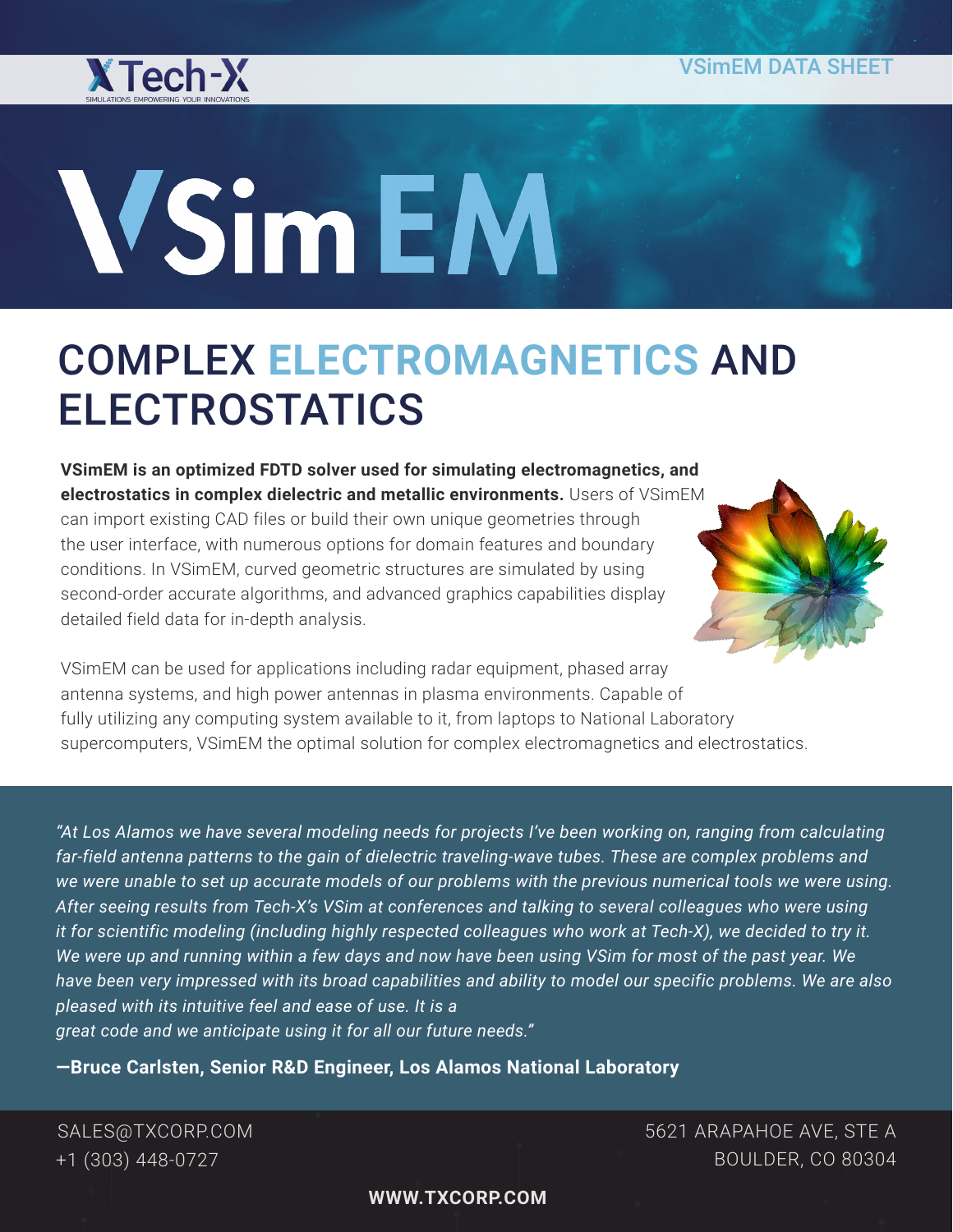VSimEM DATA SHEET

# VSimEM

## COMPLEX ELECTROMAGNETICS AND ELECTROSTATICS

**VSimEM is an optimized FDTD solver used for simulating electromagnetics, and electrostatics in complex dielectric and metallic environments.** Users of VSimEM can import existing CAD files or build their own unique geometries through the user interface, with numerous options for domain features and boundary conditions. In VSimEM, curved geometric structures are simulated by using second-order accurate algorithms, and advanced graphics capabilities display detailed field data for in-depth analysis.

VSimEM can be used for applications including radar equipment, phased array antenna systems, and high power antennas in plasma environments. Capable of fully utilizing any computing system available to it, from laptops to National Laboratory supercomputers, VSimEM the optimal solution for complex electromagnetics and electrostatics.

*"At Los Alamos we have several modeling needs for projects I've been working on, ranging from calculating far-field antenna patterns to the gain of dielectric traveling-wave tubes. These are complex problems and we were unable to set up accurate models of our problems with the previous numerical tools we were using. After seeing results from Tech-X's VSim at conferences and talking to several colleagues who were using it for scientific modeling (including highly respected colleagues who work at Tech-X), we decided to try it. We were up and running within a few days and now have been using VSim for most of the past year. We have been very impressed with its broad capabilities and ability to model our specific problems. We are also pleased with its intuitive feel and ease of use. It is a great code and we anticipate using it for all our future needs."*

**—Bruce Carlsten, Senior R&D Engineer, Los Alamos National Laboratory**

SALES@TXCORP.COM
+1 (303) 448-0727

5621 ARAPAHOE AVE, STE A
BOULDER, CO 80304

**WWW.TXCORP.COM**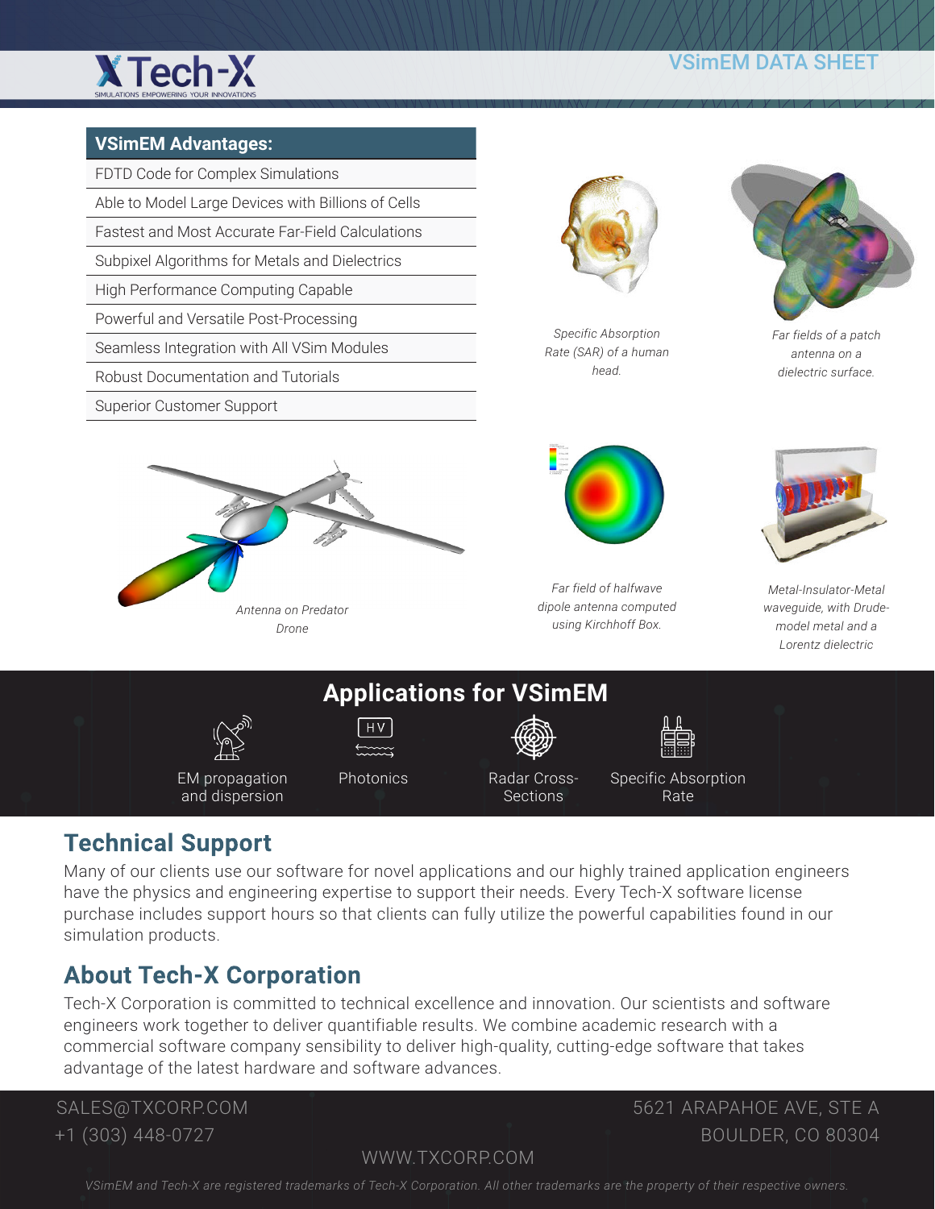## VSimEM Advantages:

- FDTD Code for Complex Simulations
- Able to Model Large Devices with Billions of Cells
- Fastest and Most Accurate Far-Field Calculations
- Subpixel Algorithms for Metals and Dielectrics
- High Performance Computing Capable
- Powerful and Versatile Post-Processing
- Seamless Integration with All VSim Modules
- Robust Documentation and Tutorials
- Superior Customer Support

*Specific Absorption Rate (SAR) of a human head.*

*Far fields of a patch antenna on a dielectric surface.*

*Antenna on Predator Drone*

*Far field of halfwave dipole antenna computed using Kirchhoff Box.*

*Metal-Insulator-Metal waveguide, with Drude-model metal and a Lorentz dielectric*

## Applications for VSimEM

- EM propagation and dispersion
- Photonics
- Radar Cross-Sections
- Specific Absorption Rate

## Technical Support

Many of our clients use our software for novel applications and our highly trained application engineers have the physics and engineering expertise to support their needs. Every Tech-X software license purchase includes support hours so that clients can fully utilize the powerful capabilities found in our simulation products.

## About Tech-X Corporation

Tech-X Corporation is committed to technical excellence and innovation. Our scientists and software engineers work together to deliver quantifiable results. We combine academic research with a commercial software company sensibility to deliver high-quality, cutting-edge software that takes advantage of the latest hardware and software advances.

SALES@TXCORP.COM
+1 (303) 448-0727

5621 ARAPAHOE AVE, STE A
BOULDER, CO 80304

WWW.TXCORP.COM

*VSimEM and Tech-X are registered trademarks of Tech-X Corporation. All other trademarks are the property of their respective owners.*